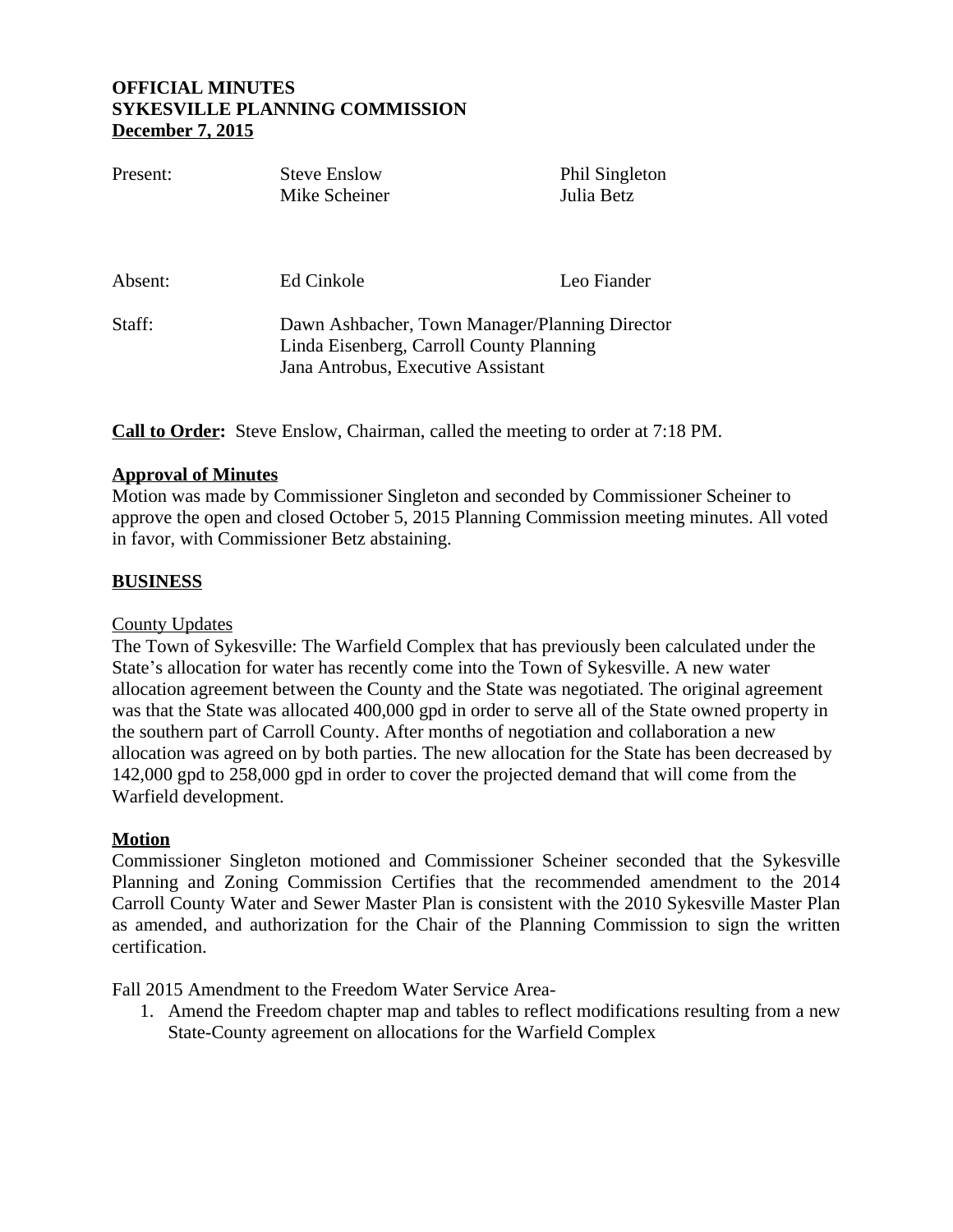**OFFICIAL MINUTES**
**SYKESVILLE PLANNING COMMISSION**
**December 7, 2015**

| | | |
|---|---|---|
| Present: | Steve Enslow<br>Mike Scheiner | Phil Singleton<br>Julia Betz |
| Absent: | Ed Cinkole | Leo Fiander |
| Staff: | Dawn Ashbacher, Town Manager/Planning Director<br>Linda Eisenberg, Carroll County Planning<br>Jana Antrobus, Executive Assistant | |

**Call to Order:** Steve Enslow, Chairman, called the meeting to order at 7:18 PM.

**Approval of Minutes**

Motion was made by Commissioner Singleton and seconded by Commissioner Scheiner to approve the open and closed October 5, 2015 Planning Commission meeting minutes. All voted in favor, with Commissioner Betz abstaining.

**BUSINESS**

County Updates

The Town of Sykesville: The Warfield Complex that has previously been calculated under the State's allocation for water has recently come into the Town of Sykesville. A new water allocation agreement between the County and the State was negotiated. The original agreement was that the State was allocated 400,000 gpd in order to serve all of the State owned property in the southern part of Carroll County. After months of negotiation and collaboration a new allocation was agreed on by both parties. The new allocation for the State has been decreased by 142,000 gpd to 258,000 gpd in order to cover the projected demand that will come from the Warfield development.

**Motion**

Commissioner Singleton motioned and Commissioner Scheiner seconded that the Sykesville Planning and Zoning Commission Certifies that the recommended amendment to the 2014 Carroll County Water and Sewer Master Plan is consistent with the 2010 Sykesville Master Plan as amended, and authorization for the Chair of the Planning Commission to sign the written certification.

Fall 2015 Amendment to the Freedom Water Service Area-

1. Amend the Freedom chapter map and tables to reflect modifications resulting from a new State-County agreement on allocations for the Warfield Complex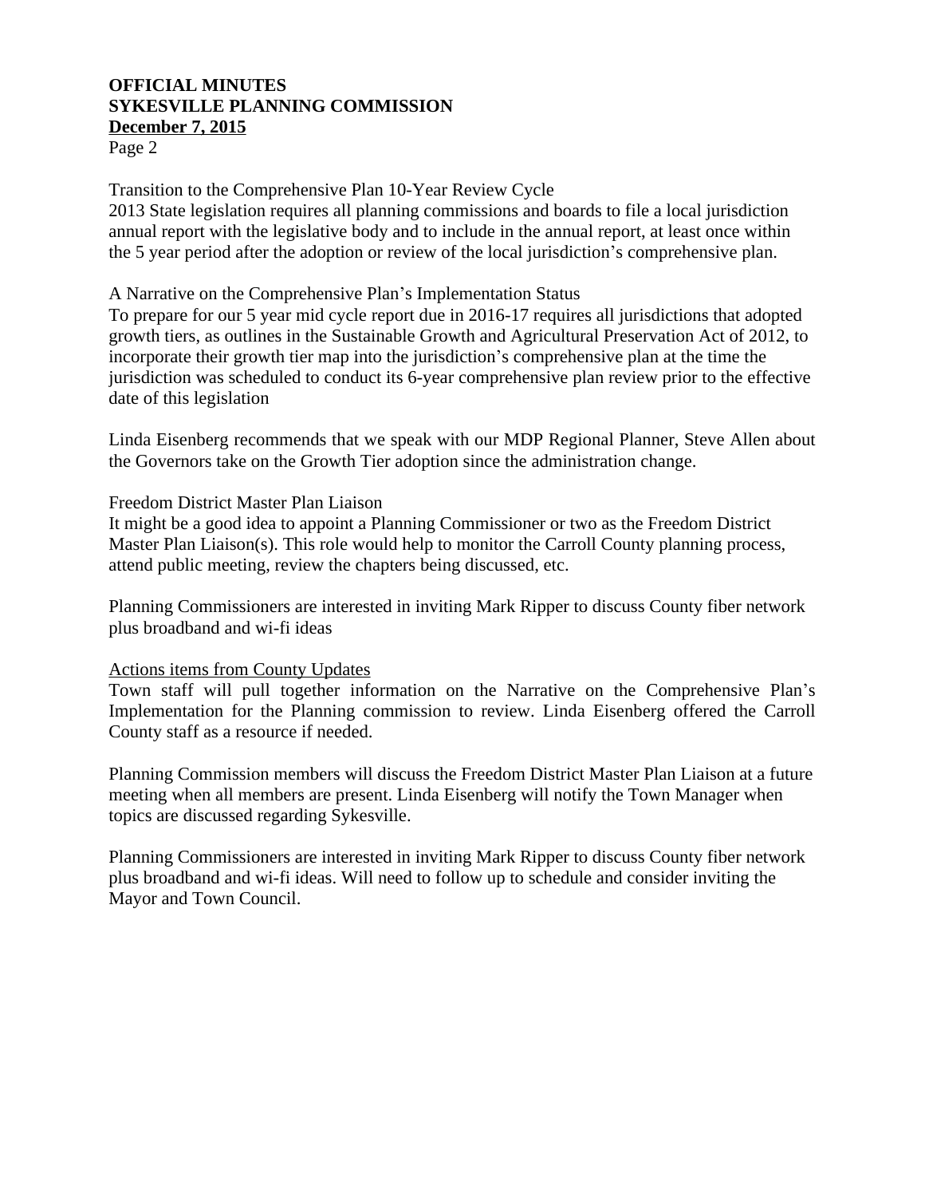Transition to the Comprehensive Plan 10-Year Review Cycle
2013 State legislation requires all planning commissions and boards to file a local jurisdiction annual report with the legislative body and to include in the annual report, at least once within the 5 year period after the adoption or review of the local jurisdiction's comprehensive plan.

A Narrative on the Comprehensive Plan's Implementation Status
To prepare for our 5 year mid cycle report due in 2016-17 requires all jurisdictions that adopted growth tiers, as outlines in the Sustainable Growth and Agricultural Preservation Act of 2012, to incorporate their growth tier map into the jurisdiction's comprehensive plan at the time the jurisdiction was scheduled to conduct its 6-year comprehensive plan review prior to the effective date of this legislation

Linda Eisenberg recommends that we speak with our MDP Regional Planner, Steve Allen about the Governors take on the Growth Tier adoption since the administration change.

Freedom District Master Plan Liaison
It might be a good idea to appoint a Planning Commissioner or two as the Freedom District Master Plan Liaison(s). This role would help to monitor the Carroll County planning process, attend public meeting, review the chapters being discussed, etc.

Planning Commissioners are interested in inviting Mark Ripper to discuss County fiber network plus broadband and wi-fi ideas

Actions items from County Updates
Town staff will pull together information on the Narrative on the Comprehensive Plan's Implementation for the Planning commission to review. Linda Eisenberg offered the Carroll County staff as a resource if needed.

Planning Commission members will discuss the Freedom District Master Plan Liaison at a future meeting when all members are present. Linda Eisenberg will notify the Town Manager when topics are discussed regarding Sykesville.

Planning Commissioners are interested in inviting Mark Ripper to discuss County fiber network plus broadband and wi-fi ideas. Will need to follow up to schedule and consider inviting the Mayor and Town Council.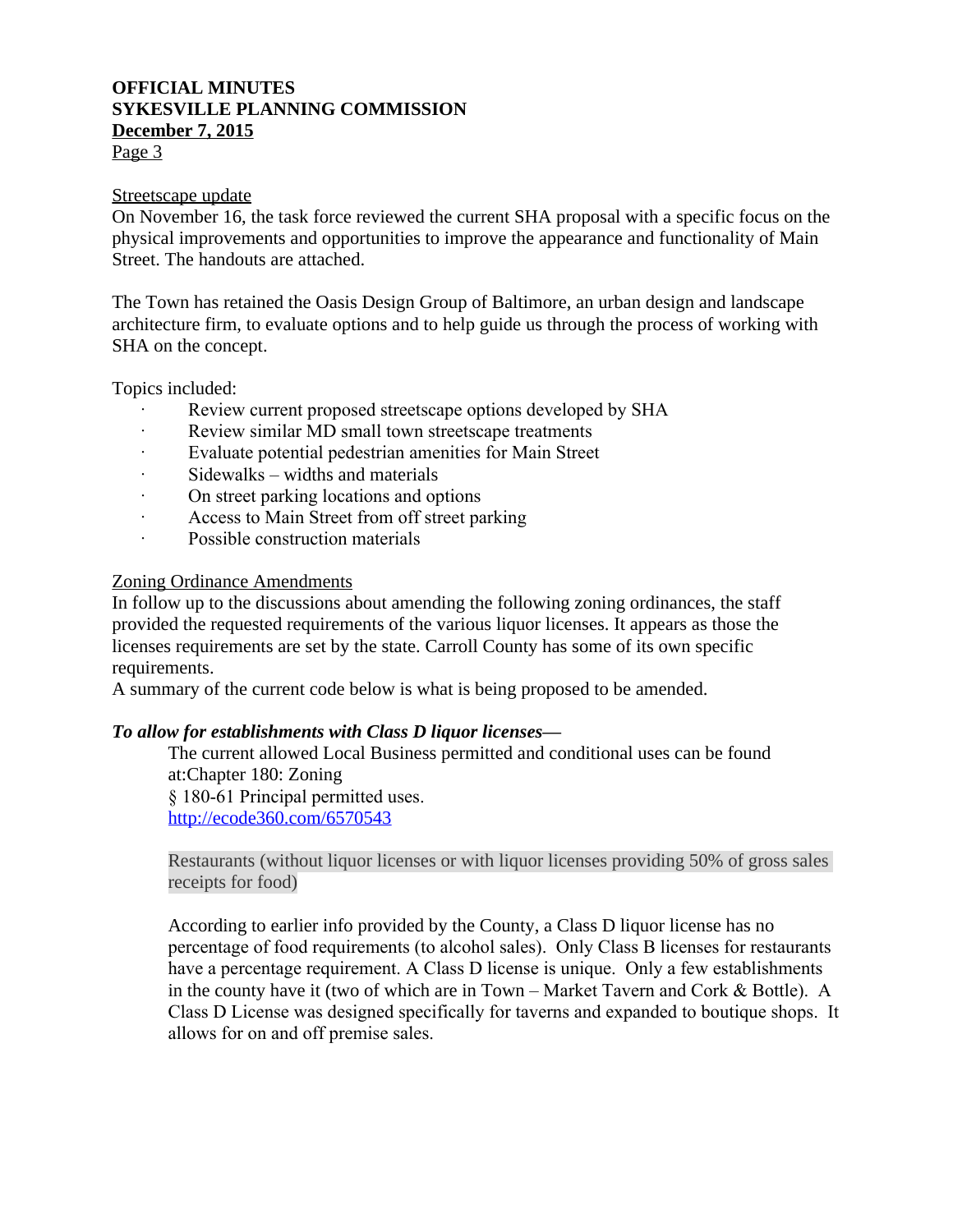Streetscape update

On November 16, the task force reviewed the current SHA proposal with a specific focus on the physical improvements and opportunities to improve the appearance and functionality of Main Street. The handouts are attached.

The Town has retained the Oasis Design Group of Baltimore, an urban design and landscape architecture firm, to evaluate options and to help guide us through the process of working with SHA on the concept.

Topics included:

- Review current proposed streetscape options developed by SHA
- Review similar MD small town streetscape treatments
- Evaluate potential pedestrian amenities for Main Street
- Sidewalks – widths and materials
- On street parking locations and options
- Access to Main Street from off street parking
- Possible construction materials

Zoning Ordinance Amendments

In follow up to the discussions about amending the following zoning ordinances, the staff provided the requested requirements of the various liquor licenses. It appears as those the licenses requirements are set by the state. Carroll County has some of its own specific requirements.

A summary of the current code below is what is being proposed to be amended.

***To allow for establishments with Class D liquor licenses—***

> The current allowed Local Business permitted and conditional uses can be found at:Chapter 180: Zoning
> § 180-61 Principal permitted uses.
> http://ecode360.com/6570543
>
> Restaurants (without liquor licenses or with liquor licenses providing 50% of gross sales receipts for food)
>
> According to earlier info provided by the County, a Class D liquor license has no percentage of food requirements (to alcohol sales). Only Class B licenses for restaurants have a percentage requirement. A Class D license is unique. Only a few establishments in the county have it (two of which are in Town – Market Tavern and Cork & Bottle). A Class D License was designed specifically for taverns and expanded to boutique shops. It allows for on and off premise sales.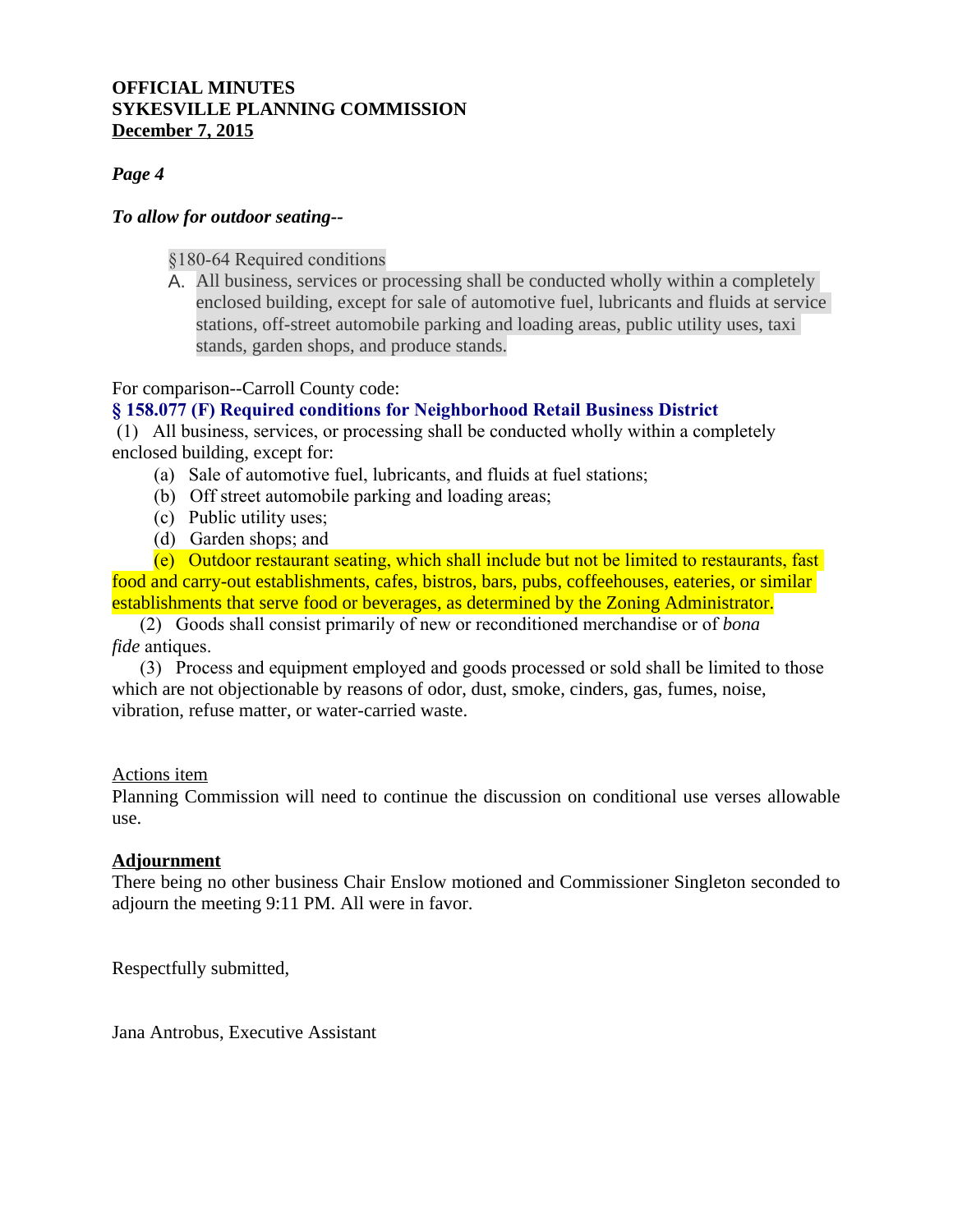**OFFICIAL MINUTES**
**SYKESVILLE PLANNING COMMISSION**
**December 7, 2015**

***To allow for outdoor seating--***

§180-64 Required conditions

A. All business, services or processing shall be conducted wholly within a completely enclosed building, except for sale of automotive fuel, lubricants and fluids at service stations, off-street automobile parking and loading areas, public utility uses, taxi stands, garden shops, and produce stands.

For comparison--Carroll County code:

**§ 158.077 (F) Required conditions for Neighborhood Retail Business District**

(1) All business, services, or processing shall be conducted wholly within a completely enclosed building, except for:

(a) Sale of automotive fuel, lubricants, and fluids at fuel stations;
(b) Off street automobile parking and loading areas;
(c) Public utility uses;
(d) Garden shops; and
(e) Outdoor restaurant seating, which shall include but not be limited to restaurants, fast food and carry-out establishments, cafes, bistros, bars, pubs, coffeehouses, eateries, or similar establishments that serve food or beverages, as determined by the Zoning Administrator.

(2) Goods shall consist primarily of new or reconditioned merchandise or of *bona fide* antiques.

(3) Process and equipment employed and goods processed or sold shall be limited to those which are not objectionable by reasons of odor, dust, smoke, cinders, gas, fumes, noise, vibration, refuse matter, or water-carried waste.

Actions item

Planning Commission will need to continue the discussion on conditional use verses allowable use.

**Adjournment**

There being no other business Chair Enslow motioned and Commissioner Singleton seconded to adjourn the meeting 9:11 PM. All were in favor.

Respectfully submitted,

Jana Antrobus, Executive Assistant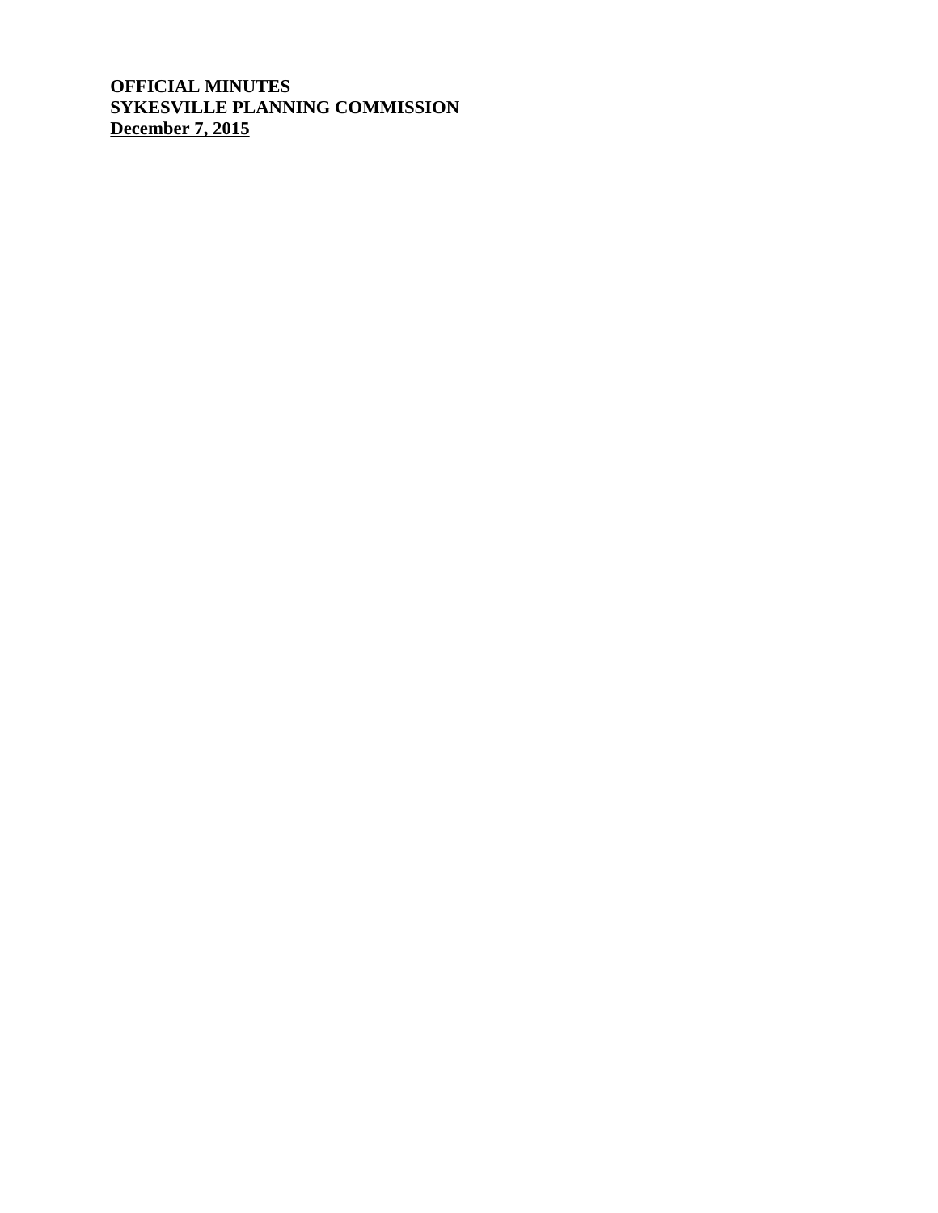**OFFICIAL MINUTES**
**SYKESVILLE PLANNING COMMISSION**
**December 7, 2015**